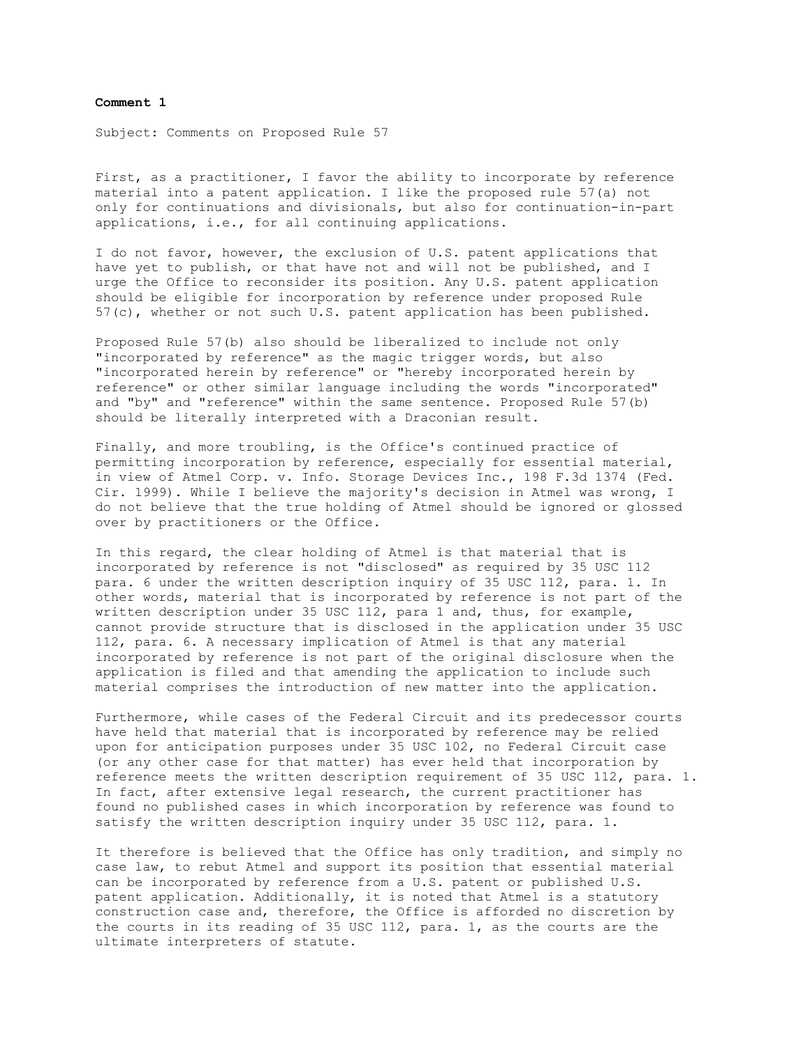**Comment 1**

Subject: Comments on Proposed Rule 57

First, as a practitioner, I favor the ability to incorporate by reference material into a patent application. I like the proposed rule 57(a) not only for continuations and divisionals, but also for continuation-in-part applications, i.e., for all continuing applications.

I do not favor, however, the exclusion of U.S. patent applications that have yet to publish, or that have not and will not be published, and I urge the Office to reconsider its position. Any U.S. patent application should be eligible for incorporation by reference under proposed Rule 57(c), whether or not such U.S. patent application has been published.

Proposed Rule 57(b) also should be liberalized to include not only "incorporated by reference" as the magic trigger words, but also "incorporated herein by reference" or "hereby incorporated herein by reference" or other similar language including the words "incorporated" and "by" and "reference" within the same sentence. Proposed Rule 57(b) should be literally interpreted with a Draconian result.

Finally, and more troubling, is the Office's continued practice of permitting incorporation by reference, especially for essential material, in view of Atmel Corp. v. Info. Storage Devices Inc., 198 F.3d 1374 (Fed. Cir. 1999). While I believe the majority's decision in Atmel was wrong, I do not believe that the true holding of Atmel should be ignored or glossed over by practitioners or the Office.

In this regard, the clear holding of Atmel is that material that is incorporated by reference is not "disclosed" as required by 35 USC 112 para. 6 under the written description inquiry of 35 USC 112, para. 1. In other words, material that is incorporated by reference is not part of the written description under 35 USC 112, para 1 and, thus, for example, cannot provide structure that is disclosed in the application under 35 USC 112, para. 6. A necessary implication of Atmel is that any material incorporated by reference is not part of the original disclosure when the application is filed and that amending the application to include such material comprises the introduction of new matter into the application.

Furthermore, while cases of the Federal Circuit and its predecessor courts have held that material that is incorporated by reference may be relied upon for anticipation purposes under 35 USC 102, no Federal Circuit case (or any other case for that matter) has ever held that incorporation by reference meets the written description requirement of 35 USC 112, para. 1. In fact, after extensive legal research, the current practitioner has found no published cases in which incorporation by reference was found to satisfy the written description inquiry under 35 USC 112, para. 1.

It therefore is believed that the Office has only tradition, and simply no case law, to rebut Atmel and support its position that essential material can be incorporated by reference from a U.S. patent or published U.S. patent application. Additionally, it is noted that Atmel is a statutory construction case and, therefore, the Office is afforded no discretion by the courts in its reading of 35 USC 112, para. 1, as the courts are the ultimate interpreters of statute.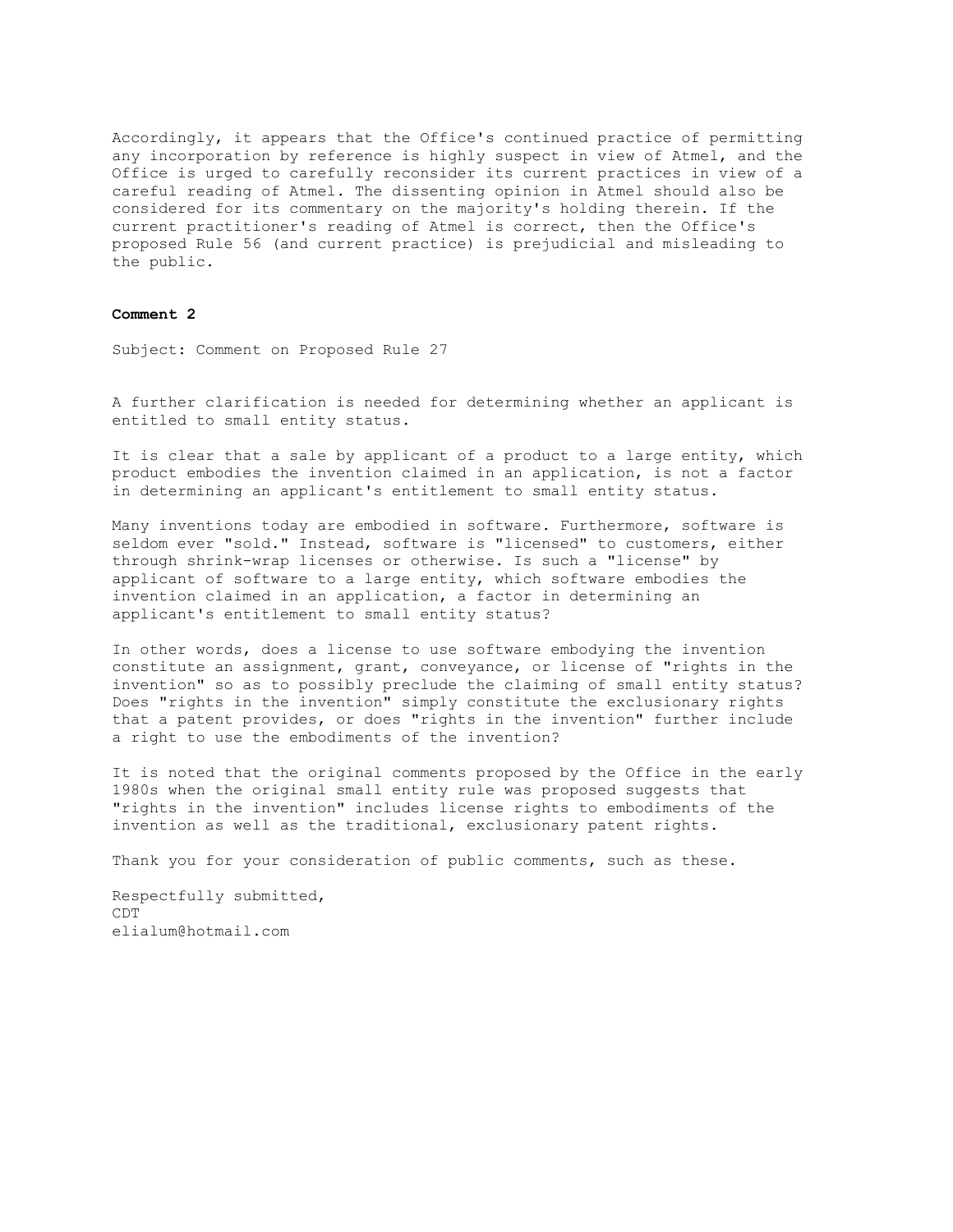Accordingly, it appears that the Office's continued practice of permitting any incorporation by reference is highly suspect in view of Atmel, and the Office is urged to carefully reconsider its current practices in view of a careful reading of Atmel. The dissenting opinion in Atmel should also be considered for its commentary on the majority's holding therein. If the current practitioner's reading of Atmel is correct, then the Office's proposed Rule 56 (and current practice) is prejudicial and misleading to the public.

**Comment 2**

Subject: Comment on Proposed Rule 27

A further clarification is needed for determining whether an applicant is entitled to small entity status.

It is clear that a sale by applicant of a product to a large entity, which product embodies the invention claimed in an application, is not a factor in determining an applicant's entitlement to small entity status.

Many inventions today are embodied in software. Furthermore, software is seldom ever "sold." Instead, software is "licensed" to customers, either through shrink-wrap licenses or otherwise. Is such a "license" by applicant of software to a large entity, which software embodies the invention claimed in an application, a factor in determining an applicant's entitlement to small entity status?

In other words, does a license to use software embodying the invention constitute an assignment, grant, conveyance, or license of "rights in the invention" so as to possibly preclude the claiming of small entity status? Does "rights in the invention" simply constitute the exclusionary rights that a patent provides, or does "rights in the invention" further include a right to use the embodiments of the invention?

It is noted that the original comments proposed by the Office in the early 1980s when the original small entity rule was proposed suggests that "rights in the invention" includes license rights to embodiments of the invention as well as the traditional, exclusionary patent rights.

Thank you for your consideration of public comments, such as these.

Respectfully submitted,
CDT
elialum@hotmail.com